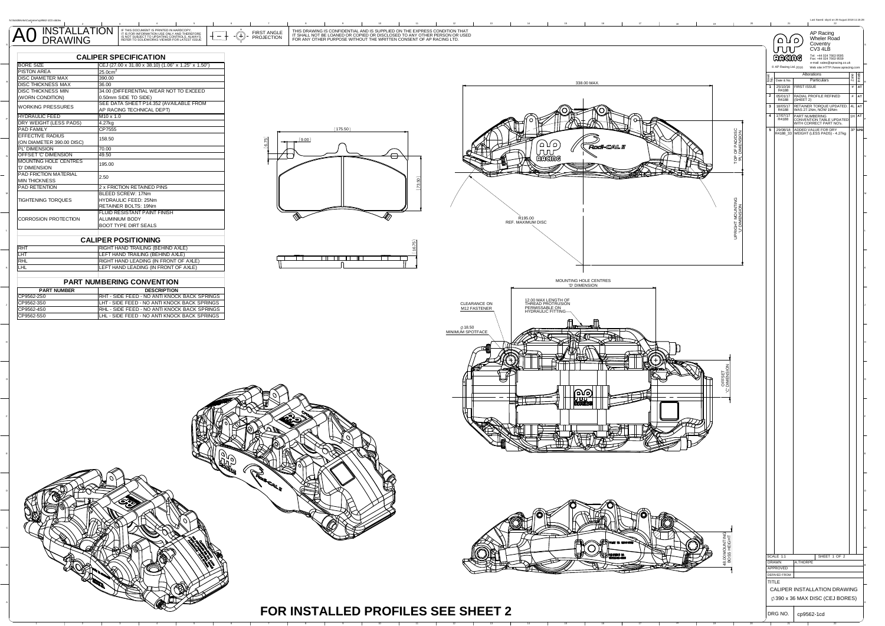# A0 INSTALLATION DRAWING

IF THIS DOCUMENT IS PRINTED IN HARDCOPY IT IS FOR INFORMATION USE ONLY AND THEREFORE IS NOT SUBJECT TO UPDATING CONTROLS. ALWAYS REFER TO SOLIDWORKS VIEWER FOR LATEST ISSUE.

FIRST ANGLE PROJECTION

THIS DRAWING IS CONFIDENTIAL AND IS SUPPLIED ON THE EXPRESS CONDITION THAT IT SHALL NOT BE LOANED OR COPIED OR DISCLOSED TO ANY OTHER PERSON OR USED FOR ANY OTHER PURPOSE WITHOUT THE WRITTEN CONSENT OF AP RACING LTD.

## CALIPER SPECIFICATION

| | |
|---|---|
| BORE SIZE | CEJ (27.00 x 31.80 x 38.10) (1.06" x 1.25" x 1.50") |
| PISTON AREA | 25.0cm² |
| DISC DIAMETER MAX | 390.00 |
| DISC THICKNESS MAX | 36.00 |
| DISC THICKNESS MIN (WORN CONDITION) | 34.00 (DIFFERENTIAL WEAR NOT TO EXCEED 0.50mm SIDE TO SIDE) |
| WORKING PRESSURES | SEE DATA SHEET P14.352 (AVAILABLE FROM AP RACING TECHNICAL DEPT) |
| HYDRAULIC FEED | M10 x 1.0 |
| DRY WEIGHT (LESS PADS) | 4.27kg |
| PAD FAMILY | CP7555 |
| EFFECTIVE RADIUS (ON DIAMETER 390.00 DISC) | 158.50 |
| 'PL' DIMENSION | 70.00 |
| OFFSET 'C' DIMENSION | 49.50 |
| MOUNTING HOLE CENTRES 'D' DIMENSION | 195.00 |
| PAD FRICTION MATERIAL MIN THICKNESS | 2.50 |
| PAD RETENTION | 2 x FRICTION RETAINED PINS |
| TIGHTENING TORQUES | BLEED SCREW: 17Nm<br>HYDRAULIC FEED: 25Nm<br>RETAINER BOLTS: 19Nm |
| CORROSION PROTECTION | FLUID RESISTANT PAINT FINISH<br>ALUMINIUM BODY<br>BOOT TYPE DIRT SEALS |

## CALIPER POSITIONING

| | |
|---|---|
| RHT | RIGHT HAND TRAILING (BEHIND AXLE) |
| LHT | LEFT HAND TRAILING (BEHIND AXLE) |
| RHL | RIGHT HAND LEADING (IN FRONT OF AXLE) |
| LHL | LEFT HAND LEADING (IN FRONT OF AXLE) |

## PART NUMBERING CONVENTION

| PART NUMBER | DESCRIPTION |
|---|---|
| CP9562-2S0 | RHT - SIDE FEED - NO ANTI KNOCK BACK SPRINGS |
| CP9562-3S0 | LHT - SIDE FEED - NO ANTI KNOCK BACK SPRINGS |
| CP9562-4S0 | RHL - SIDE FEED - NO ANTI KNOCK BACK SPRINGS |
| CP9562-5S0 | LHL - SIDE FEED - NO ANTI KNOCK BACK SPRINGS |

175.50 | 9.00 | 6.75 | 73.50 | 16.75

338.00 MAX.

TOP OF PAD/DISC 'PL' DIMENSION

UPRIGHT MOUNTING 'U' DIMENSION

R195.00 REF. MAXIMUM DISC

MOUNTING HOLE CENTRES 'D' DIMENSION

CLEARANCE ON M12 FASTENER

12.00 MAX LENGTH OF THREAD PROTRUSION PERMISSABLE ON HYDRAULIC FITTING

∅18.50 MINIMUM SPOTFACE

OFFSET 'C' DIMENSION

48.00 MOUNTING BOSS HEIGHT

**FOR INSTALLED PROFILES SEE SHEET 2**

AP Racing
Wheler Road
Coventry
CV3 4LB
Tel: +44 024 7663 9595
Fax: +44 024 7663 9559
e-mail: sales@apracing.co.uk
Web site: HTTP://www.apracing.com
© AP Racing Ltd. 2016

## Alterations

| Issue No. | Date & No. | Particulars | Zone | Initials |
|---|---|---|---|---|
| 1 | 25/10/16 R4188 | FIRST ISSUE | - | AT |
| 2 | 05/01/17 R4188 | RADIAL PROFILE REFINED (SHEET 2) | - | AT |
| 3 | 18/05/17 R4188 | RETAINER TORQUE UPDATED, WAS 27.1Nm, NOW 19Nm | 4L | AT |
| 4 | 17/07/17 R4188 | PART NUMBERING CONVENTION TABLE UPDATED WITH CORRECT PART NO's. | 1H | AT |
| 5 | 29/08/18 R4188_33 | ADDED VALUE FOR DRY WEIGHT (LESS PADS) - 4.27kg | 3P | SPB |

| | |
|---|---|
| SCALE 1:1 | SHEET 1 OF 2 |
| DRAWN | A.THORPE |
| APPROVED | |
| DERIVED FROM | |
| TITLE | CALIPER INSTALLATION DRAWING ∅390 x 36 MAX DISC (CEJ BORES) |
| DRG NO. | cp9562-1cd |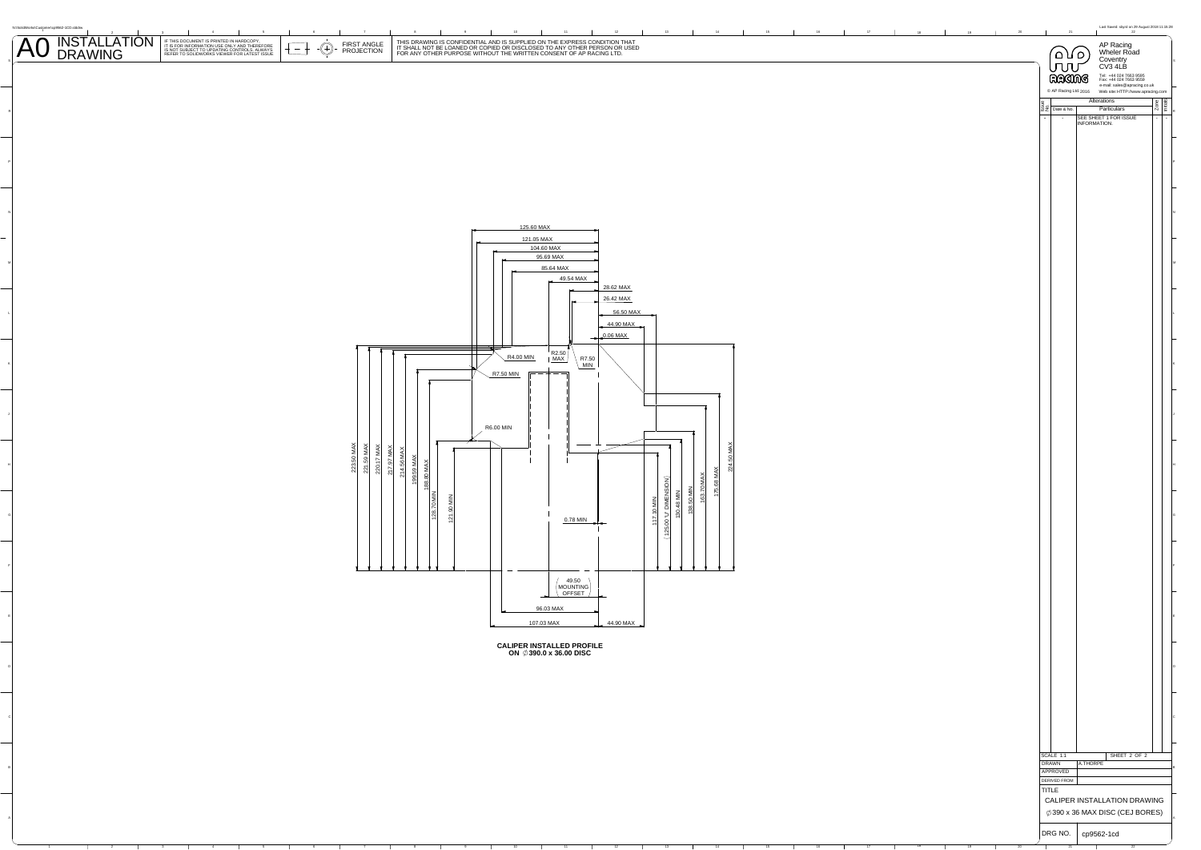# A0 INSTALLATION DRAWING

IF THIS DOCUMENT IS PRINTED IN HARDCOPY, IT IS FOR INFORMATION USE ONLY AND THEREFORE IS NOT SUBJECT TO UPDATING CONTROLS. ALWAYS REFER TO SOLIDWORKS VIEWER FOR LATEST ISSUE.

FIRST ANGLE PROJECTION

THIS DRAWING IS CONFIDENTIAL AND IS SUPPLIED ON THE EXPRESS CONDITION THAT IT SHALL NOT BE LOANED OR COPIED OR DISCLOSED TO ANY OTHER PERSON OR USED FOR ANY OTHER PURPOSE WITHOUT THE WRITTEN CONSENT OF AP RACING LTD.

125.60 MAX
121.05 MAX
104.60 MAX
95.69 MAX
85.64 MAX
49.54 MAX
28.62 MAX
26.42 MAX
56.50 MAX
44.90 MAX
0.06 MAX
R4.00 MIN
R2.50 MAX
R7.50 MIN
R7.50 MIN
R6.00 MIN
223.50 MAX
221.59 MAX
220.17 MAX
217.97 MAX
214.56 MAX
199.59 MAX
188.80 MAX
128.70 MIN
121.90 MIN
0.78 MIN
117.30 MIN
(125.00 'U' DIMENSION)
130.48 MIN
138.50 MIN
163.70 MAX
175.68 MAX
224.50 MAX
49.50 MOUNTING OFFSET
96.03 MAX
107.03 MAX
44.90 MAX

**CALIPER INSTALLED PROFILE**
**ON $\varnothing$ 390.0 x 36.00 DISC**

AP Racing
Wheler Road
Coventry
CV3 4LB
Tel: +44 024 7663 9595
Fax: +44 024 7663 9559
e-mail: sales@apracing.co.uk
© AP Racing Ltd 2016
Web site: HTTP://www.apracing.com

| Issue No. | Date & No. | Alterations / Particulars | Zone | Initials |
|---|---|---|---|---|
| - | - | SEE SHEET 1 FOR ISSUE INFORMATION. | - | - |

| | |
|---|---|
| SCALE 1:1 | SHEET 2 OF 2 |
| DRAWN | A.THORPE |
| APPROVED | |
| DERIVED FROM | |
| TITLE | CALIPER INSTALLATION DRAWING $\varnothing$390 x 36 MAX DISC (CEJ BORES) |
| DRG NO. | cp9562-1cd |